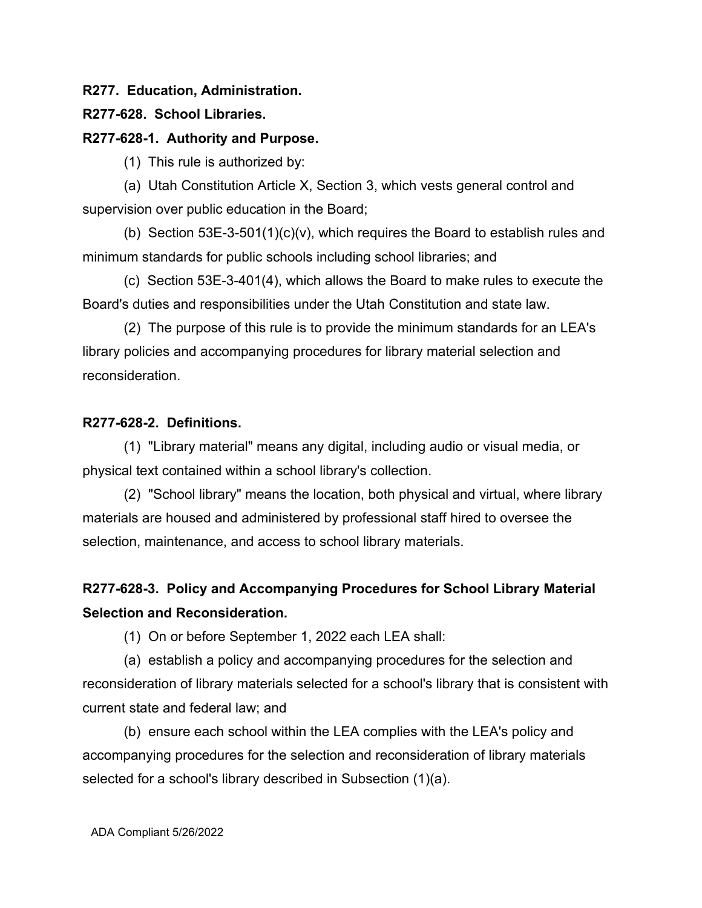**R277. Education, Administration.**

**R277-628. School Libraries.**

**R277-628-1. Authority and Purpose.**

(1) This rule is authorized by:

(a) Utah Constitution Article X, Section 3, which vests general control and supervision over public education in the Board;

(b) Section 53E-3-501(1)(c)(v), which requires the Board to establish rules and minimum standards for public schools including school libraries; and

(c) Section 53E-3-401(4), which allows the Board to make rules to execute the Board's duties and responsibilities under the Utah Constitution and state law.

(2) The purpose of this rule is to provide the minimum standards for an LEA's library policies and accompanying procedures for library material selection and reconsideration.

**R277-628-2. Definitions.**

(1) "Library material" means any digital, including audio or visual media, or physical text contained within a school library's collection.

(2) "School library" means the location, both physical and virtual, where library materials are housed and administered by professional staff hired to oversee the selection, maintenance, and access to school library materials.

**R277-628-3. Policy and Accompanying Procedures for School Library Material Selection and Reconsideration.**

(1) On or before September 1, 2022 each LEA shall:

(a) establish a policy and accompanying procedures for the selection and reconsideration of library materials selected for a school's library that is consistent with current state and federal law; and

(b) ensure each school within the LEA complies with the LEA's policy and accompanying procedures for the selection and reconsideration of library materials selected for a school's library described in Subsection (1)(a).

ADA Compliant 5/26/2022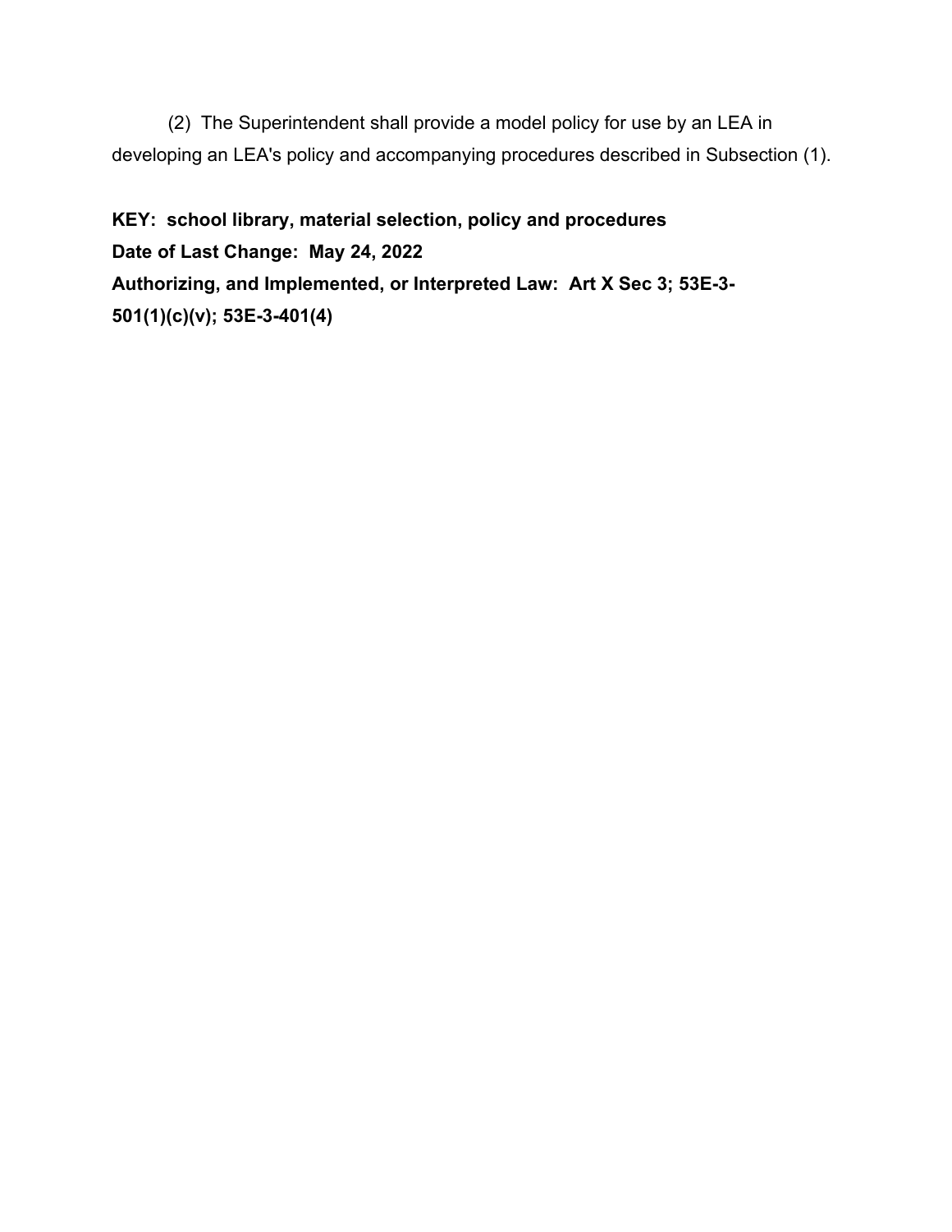(2) The Superintendent shall provide a model policy for use by an LEA in developing an LEA's policy and accompanying procedures described in Subsection (1).

**KEY: school library, material selection, policy and procedures**

**Date of Last Change: May 24, 2022**

**Authorizing, and Implemented, or Interpreted Law: Art X Sec 3; 53E-3-501(1)(c)(v); 53E-3-401(4)**